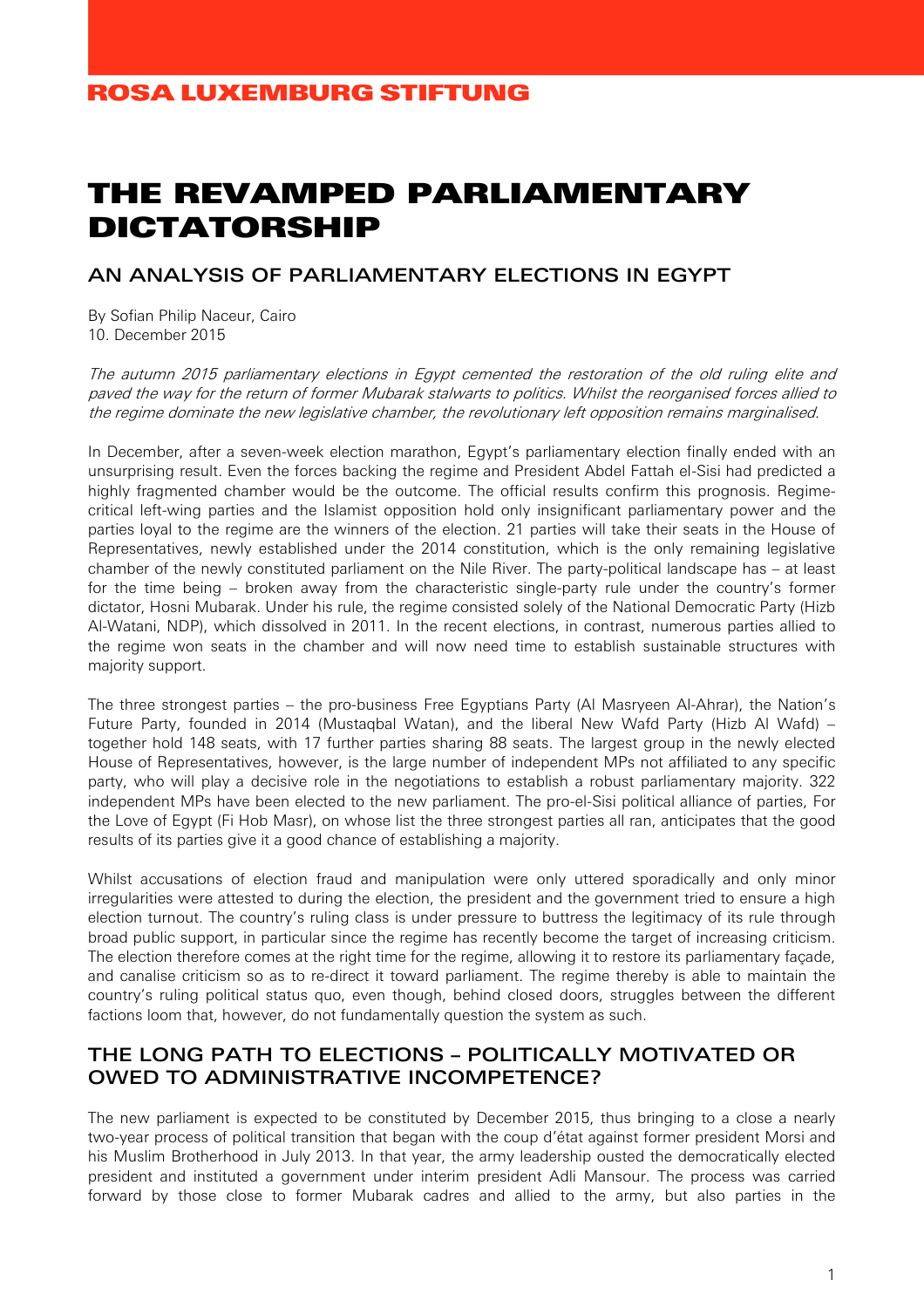ROSA LUXEMBURG STIFTUNG

# THE REVAMPED PARLIAMENTARY DICTATORSHIP

## AN ANALYSIS OF PARLIAMENTARY ELECTIONS IN EGYPT

By Sofian Philip Naceur, Cairo
10. December 2015

*The autumn 2015 parliamentary elections in Egypt cemented the restoration of the old ruling elite and paved the way for the return of former Mubarak stalwarts to politics. Whilst the reorganised forces allied to the regime dominate the new legislative chamber, the revolutionary left opposition remains marginalised.*

In December, after a seven-week election marathon, Egypt's parliamentary election finally ended with an unsurprising result. Even the forces backing the regime and President Abdel Fattah el-Sisi had predicted a highly fragmented chamber would be the outcome. The official results confirm this prognosis. Regime-critical left-wing parties and the Islamist opposition hold only insignificant parliamentary power and the parties loyal to the regime are the winners of the election. 21 parties will take their seats in the House of Representatives, newly established under the 2014 constitution, which is the only remaining legislative chamber of the newly constituted parliament on the Nile River. The party-political landscape has – at least for the time being – broken away from the characteristic single-party rule under the country's former dictator, Hosni Mubarak. Under his rule, the regime consisted solely of the National Democratic Party (Hizb Al-Watani, NDP), which dissolved in 2011. In the recent elections, in contrast, numerous parties allied to the regime won seats in the chamber and will now need time to establish sustainable structures with majority support.

The three strongest parties – the pro-business Free Egyptians Party (Al Masryeen Al-Ahrar), the Nation's Future Party, founded in 2014 (Mustaqbal Watan), and the liberal New Wafd Party (Hizb Al Wafd) – together hold 148 seats, with 17 further parties sharing 88 seats. The largest group in the newly elected House of Representatives, however, is the large number of independent MPs not affiliated to any specific party, who will play a decisive role in the negotiations to establish a robust parliamentary majority. 322 independent MPs have been elected to the new parliament. The pro-el-Sisi political alliance of parties, For the Love of Egypt (Fi Hob Masr), on whose list the three strongest parties all ran, anticipates that the good results of its parties give it a good chance of establishing a majority.

Whilst accusations of election fraud and manipulation were only uttered sporadically and only minor irregularities were attested to during the election, the president and the government tried to ensure a high election turnout. The country's ruling class is under pressure to buttress the legitimacy of its rule through broad public support, in particular since the regime has recently become the target of increasing criticism. The election therefore comes at the right time for the regime, allowing it to restore its parliamentary façade, and canalise criticism so as to re-direct it toward parliament. The regime thereby is able to maintain the country's ruling political status quo, even though, behind closed doors, struggles between the different factions loom that, however, do not fundamentally question the system as such.

## THE LONG PATH TO ELECTIONS – POLITICALLY MOTIVATED OR OWED TO ADMINISTRATIVE INCOMPETENCE?

The new parliament is expected to be constituted by December 2015, thus bringing to a close a nearly two-year process of political transition that began with the coup d'état against former president Morsi and his Muslim Brotherhood in July 2013. In that year, the army leadership ousted the democratically elected president and instituted a government under interim president Adli Mansour. The process was carried forward by those close to former Mubarak cadres and allied to the army, but also parties in the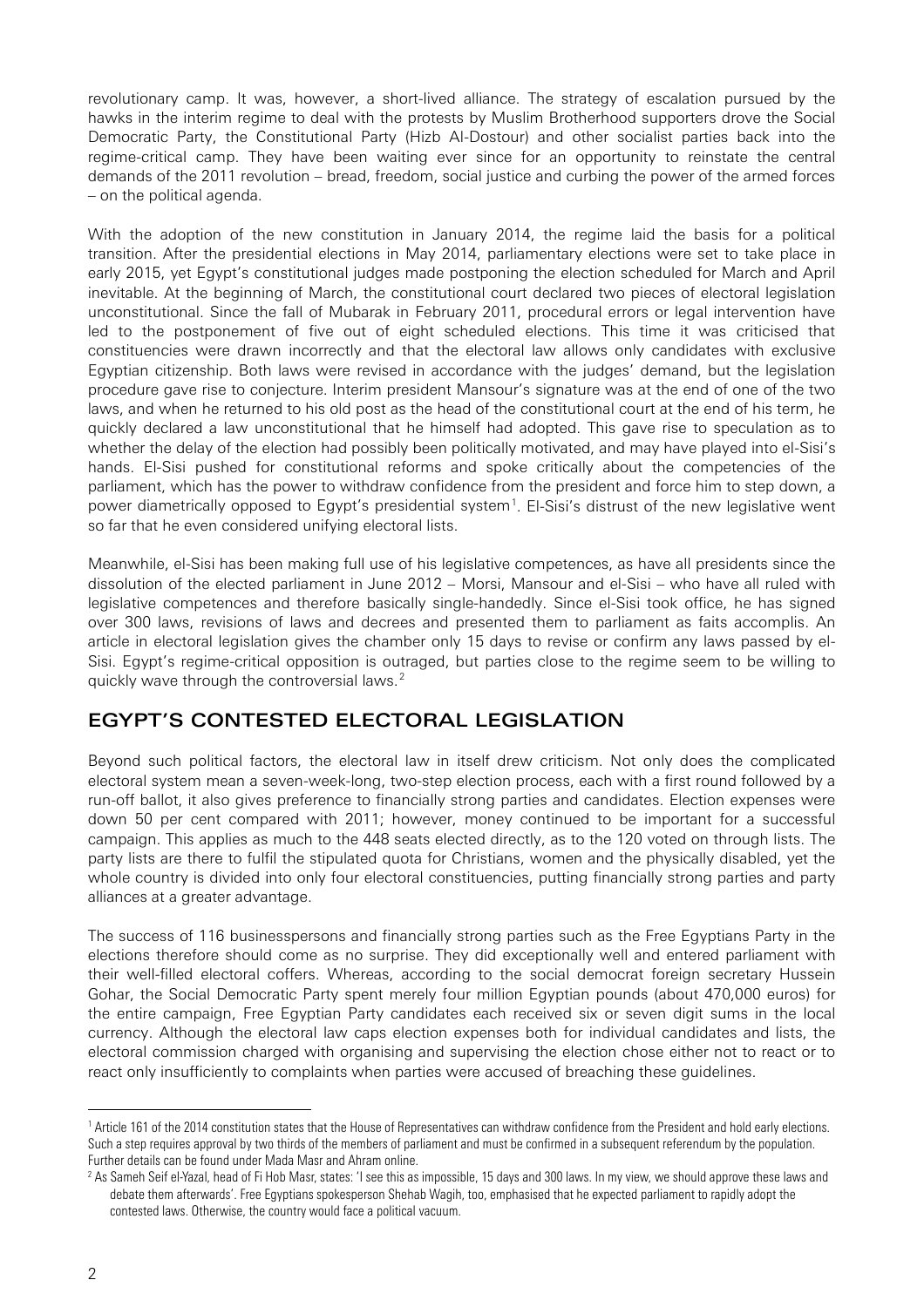revolutionary camp. It was, however, a short-lived alliance. The strategy of escalation pursued by the hawks in the interim regime to deal with the protests by Muslim Brotherhood supporters drove the Social Democratic Party, the Constitutional Party (Hizb Al-Dostour) and other socialist parties back into the regime-critical camp. They have been waiting ever since for an opportunity to reinstate the central demands of the 2011 revolution – bread, freedom, social justice and curbing the power of the armed forces – on the political agenda.

With the adoption of the new constitution in January 2014, the regime laid the basis for a political transition. After the presidential elections in May 2014, parliamentary elections were set to take place in early 2015, yet Egypt's constitutional judges made postponing the election scheduled for March and April inevitable. At the beginning of March, the constitutional court declared two pieces of electoral legislation unconstitutional. Since the fall of Mubarak in February 2011, procedural errors or legal intervention have led to the postponement of five out of eight scheduled elections. This time it was criticised that constituencies were drawn incorrectly and that the electoral law allows only candidates with exclusive Egyptian citizenship. Both laws were revised in accordance with the judges' demand, but the legislation procedure gave rise to conjecture. Interim president Mansour's signature was at the end of one of the two laws, and when he returned to his old post as the head of the constitutional court at the end of his term, he quickly declared a law unconstitutional that he himself had adopted. This gave rise to speculation as to whether the delay of the election had possibly been politically motivated, and may have played into el-Sisi's hands. El-Sisi pushed for constitutional reforms and spoke critically about the competencies of the parliament, which has the power to withdraw confidence from the president and force him to step down, a power diametrically opposed to Egypt's presidential system[1]. El-Sisi's distrust of the new legislative went so far that he even considered unifying electoral lists.

Meanwhile, el-Sisi has been making full use of his legislative competences, as have all presidents since the dissolution of the elected parliament in June 2012 – Morsi, Mansour and el-Sisi – who have all ruled with legislative competences and therefore basically single-handedly. Since el-Sisi took office, he has signed over 300 laws, revisions of laws and decrees and presented them to parliament as faits accomplis. An article in electoral legislation gives the chamber only 15 days to revise or confirm any laws passed by el-Sisi. Egypt's regime-critical opposition is outraged, but parties close to the regime seem to be willing to quickly wave through the controversial laws.[2]

## EGYPT'S CONTESTED ELECTORAL LEGISLATION

Beyond such political factors, the electoral law in itself drew criticism. Not only does the complicated electoral system mean a seven-week-long, two-step election process, each with a first round followed by a run-off ballot, it also gives preference to financially strong parties and candidates. Election expenses were down 50 per cent compared with 2011; however, money continued to be important for a successful campaign. This applies as much to the 448 seats elected directly, as to the 120 voted on through lists. The party lists are there to fulfil the stipulated quota for Christians, women and the physically disabled, yet the whole country is divided into only four electoral constituencies, putting financially strong parties and party alliances at a greater advantage.

The success of 116 businesspersons and financially strong parties such as the Free Egyptians Party in the elections therefore should come as no surprise. They did exceptionally well and entered parliament with their well-filled electoral coffers. Whereas, according to the social democrat foreign secretary Hussein Gohar, the Social Democratic Party spent merely four million Egyptian pounds (about 470,000 euros) for the entire campaign, Free Egyptian Party candidates each received six or seven digit sums in the local currency. Although the electoral law caps election expenses both for individual candidates and lists, the electoral commission charged with organising and supervising the election chose either not to react or to react only insufficiently to complaints when parties were accused of breaching these guidelines.

---

[1] Article 161 of the 2014 constitution states that the House of Representatives can withdraw confidence from the President and hold early elections. Such a step requires approval by two thirds of the members of parliament and must be confirmed in a subsequent referendum by the population. Further details can be found under Mada Masr and Ahram online.

[2] As Sameh Seif el-Yazal, head of Fi Hob Masr, states: 'I see this as impossible, 15 days and 300 laws. In my view, we should approve these laws and debate them afterwards'. Free Egyptians spokesperson Shehab Wagih, too, emphasised that he expected parliament to rapidly adopt the contested laws. Otherwise, the country would face a political vacuum.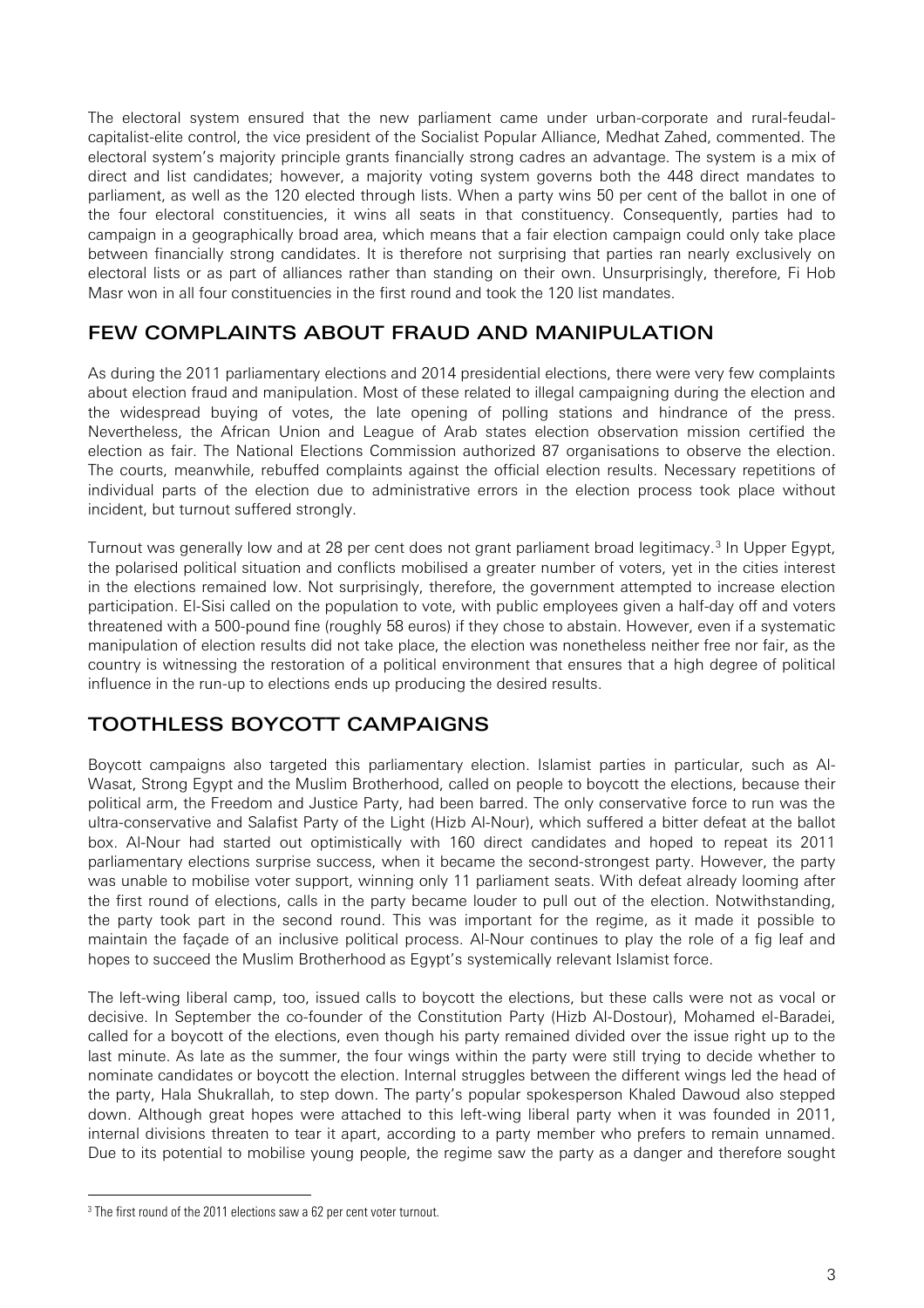The electoral system ensured that the new parliament came under urban-corporate and rural-feudal-capitalist-elite control, the vice president of the Socialist Popular Alliance, Medhat Zahed, commented. The electoral system's majority principle grants financially strong cadres an advantage. The system is a mix of direct and list candidates; however, a majority voting system governs both the 448 direct mandates to parliament, as well as the 120 elected through lists. When a party wins 50 per cent of the ballot in one of the four electoral constituencies, it wins all seats in that constituency. Consequently, parties had to campaign in a geographically broad area, which means that a fair election campaign could only take place between financially strong candidates. It is therefore not surprising that parties ran nearly exclusively on electoral lists or as part of alliances rather than standing on their own. Unsurprisingly, therefore, Fi Hob Masr won in all four constituencies in the first round and took the 120 list mandates.

## FEW COMPLAINTS ABOUT FRAUD AND MANIPULATION

As during the 2011 parliamentary elections and 2014 presidential elections, there were very few complaints about election fraud and manipulation. Most of these related to illegal campaigning during the election and the widespread buying of votes, the late opening of polling stations and hindrance of the press. Nevertheless, the African Union and League of Arab states election observation mission certified the election as fair. The National Elections Commission authorized 87 organisations to observe the election. The courts, meanwhile, rebuffed complaints against the official election results. Necessary repetitions of individual parts of the election due to administrative errors in the election process took place without incident, but turnout suffered strongly.

Turnout was generally low and at 28 per cent does not grant parliament broad legitimacy.[3] In Upper Egypt, the polarised political situation and conflicts mobilised a greater number of voters, yet in the cities interest in the elections remained low. Not surprisingly, therefore, the government attempted to increase election participation. El-Sisi called on the population to vote, with public employees given a half-day off and voters threatened with a 500-pound fine (roughly 58 euros) if they chose to abstain. However, even if a systematic manipulation of election results did not take place, the election was nonetheless neither free nor fair, as the country is witnessing the restoration of a political environment that ensures that a high degree of political influence in the run-up to elections ends up producing the desired results.

## TOOTHLESS BOYCOTT CAMPAIGNS

Boycott campaigns also targeted this parliamentary election. Islamist parties in particular, such as Al-Wasat, Strong Egypt and the Muslim Brotherhood, called on people to boycott the elections, because their political arm, the Freedom and Justice Party, had been barred. The only conservative force to run was the ultra-conservative and Salafist Party of the Light (Hizb Al-Nour), which suffered a bitter defeat at the ballot box. Al-Nour had started out optimistically with 160 direct candidates and hoped to repeat its 2011 parliamentary elections surprise success, when it became the second-strongest party. However, the party was unable to mobilise voter support, winning only 11 parliament seats. With defeat already looming after the first round of elections, calls in the party became louder to pull out of the election. Notwithstanding, the party took part in the second round. This was important for the regime, as it made it possible to maintain the façade of an inclusive political process. Al-Nour continues to play the role of a fig leaf and hopes to succeed the Muslim Brotherhood as Egypt's systemically relevant Islamist force.

The left-wing liberal camp, too, issued calls to boycott the elections, but these calls were not as vocal or decisive. In September the co-founder of the Constitution Party (Hizb Al-Dostour), Mohamed el-Baradei, called for a boycott of the elections, even though his party remained divided over the issue right up to the last minute. As late as the summer, the four wings within the party were still trying to decide whether to nominate candidates or boycott the election. Internal struggles between the different wings led the head of the party, Hala Shukrallah, to step down. The party's popular spokesperson Khaled Dawoud also stepped down. Although great hopes were attached to this left-wing liberal party when it was founded in 2011, internal divisions threaten to tear it apart, according to a party member who prefers to remain unnamed. Due to its potential to mobilise young people, the regime saw the party as a danger and therefore sought

[3] The first round of the 2011 elections saw a 62 per cent voter turnout.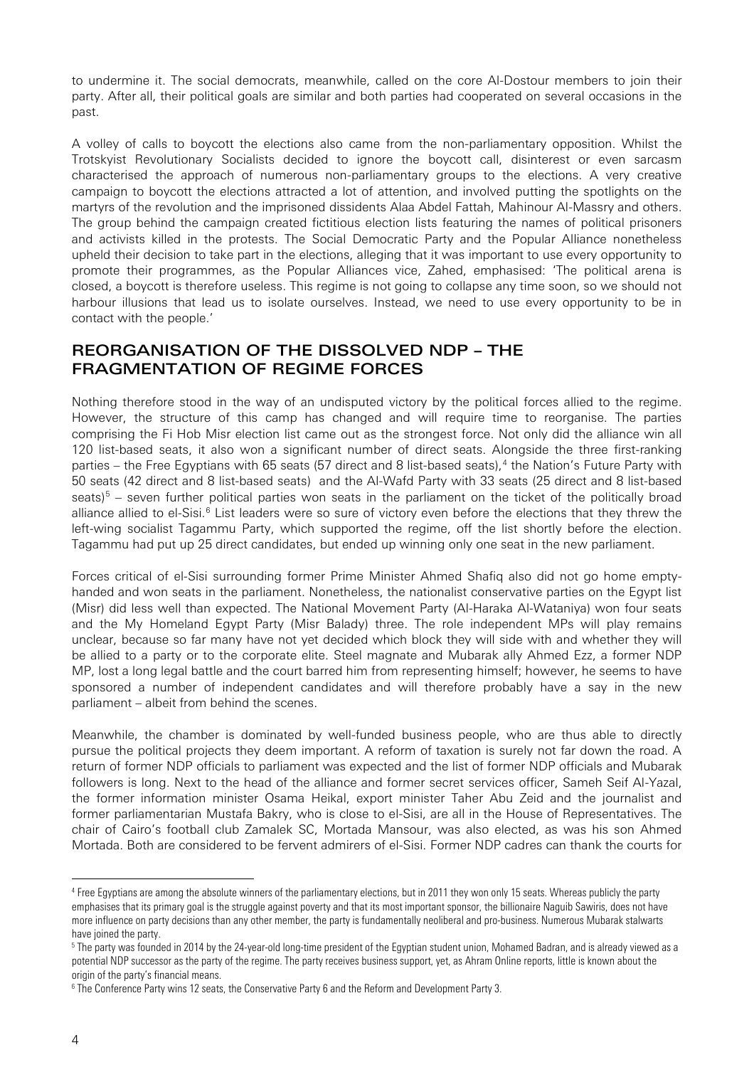to undermine it. The social democrats, meanwhile, called on the core Al-Dostour members to join their party. After all, their political goals are similar and both parties had cooperated on several occasions in the past.

A volley of calls to boycott the elections also came from the non-parliamentary opposition. Whilst the Trotskyist Revolutionary Socialists decided to ignore the boycott call, disinterest or even sarcasm characterised the approach of numerous non-parliamentary groups to the elections. A very creative campaign to boycott the elections attracted a lot of attention, and involved putting the spotlights on the martyrs of the revolution and the imprisoned dissidents Alaa Abdel Fattah, Mahinour Al-Massry and others. The group behind the campaign created fictitious election lists featuring the names of political prisoners and activists killed in the protests. The Social Democratic Party and the Popular Alliance nonetheless upheld their decision to take part in the elections, alleging that it was important to use every opportunity to promote their programmes, as the Popular Alliances vice, Zahed, emphasised: 'The political arena is closed, a boycott is therefore useless. This regime is not going to collapse any time soon, so we should not harbour illusions that lead us to isolate ourselves. Instead, we need to use every opportunity to be in contact with the people.'

## REORGANISATION OF THE DISSOLVED NDP – THE FRAGMENTATION OF REGIME FORCES

Nothing therefore stood in the way of an undisputed victory by the political forces allied to the regime. However, the structure of this camp has changed and will require time to reorganise. The parties comprising the Fi Hob Misr election list came out as the strongest force. Not only did the alliance win all 120 list-based seats, it also won a significant number of direct seats. Alongside the three first-ranking parties – the Free Egyptians with 65 seats (57 direct and 8 list-based seats),[4] the Nation's Future Party with 50 seats (42 direct and 8 list-based seats) and the Al-Wafd Party with 33 seats (25 direct and 8 list-based seats)[5] – seven further political parties won seats in the parliament on the ticket of the politically broad alliance allied to el-Sisi.[6] List leaders were so sure of victory even before the elections that they threw the left-wing socialist Tagammu Party, which supported the regime, off the list shortly before the election. Tagammu had put up 25 direct candidates, but ended up winning only one seat in the new parliament.

Forces critical of el-Sisi surrounding former Prime Minister Ahmed Shafiq also did not go home empty-handed and won seats in the parliament. Nonetheless, the nationalist conservative parties on the Egypt list (Misr) did less well than expected. The National Movement Party (Al-Haraka Al-Wataniya) won four seats and the My Homeland Egypt Party (Misr Balady) three. The role independent MPs will play remains unclear, because so far many have not yet decided which block they will side with and whether they will be allied to a party or to the corporate elite. Steel magnate and Mubarak ally Ahmed Ezz, a former NDP MP, lost a long legal battle and the court barred him from representing himself; however, he seems to have sponsored a number of independent candidates and will therefore probably have a say in the new parliament – albeit from behind the scenes.

Meanwhile, the chamber is dominated by well-funded business people, who are thus able to directly pursue the political projects they deem important. A reform of taxation is surely not far down the road. A return of former NDP officials to parliament was expected and the list of former NDP officials and Mubarak followers is long. Next to the head of the alliance and former secret services officer, Sameh Seif Al-Yazal, the former information minister Osama Heikal, export minister Taher Abu Zeid and the journalist and former parliamentarian Mustafa Bakry, who is close to el-Sisi, are all in the House of Representatives. The chair of Cairo's football club Zamalek SC, Mortada Mansour, was also elected, as was his son Ahmed Mortada. Both are considered to be fervent admirers of el-Sisi. Former NDP cadres can thank the courts for

---

[4] Free Egyptians are among the absolute winners of the parliamentary elections, but in 2011 they won only 15 seats. Whereas publicly the party emphasises that its primary goal is the struggle against poverty and that its most important sponsor, the billionaire Naguib Sawiris, does not have more influence on party decisions than any other member, the party is fundamentally neoliberal and pro-business. Numerous Mubarak stalwarts have joined the party.

[5] The party was founded in 2014 by the 24-year-old long-time president of the Egyptian student union, Mohamed Badran, and is already viewed as a potential NDP successor as the party of the regime. The party receives business support, yet, as Ahram Online reports, little is known about the origin of the party's financial means.

[6] The Conference Party wins 12 seats, the Conservative Party 6 and the Reform and Development Party 3.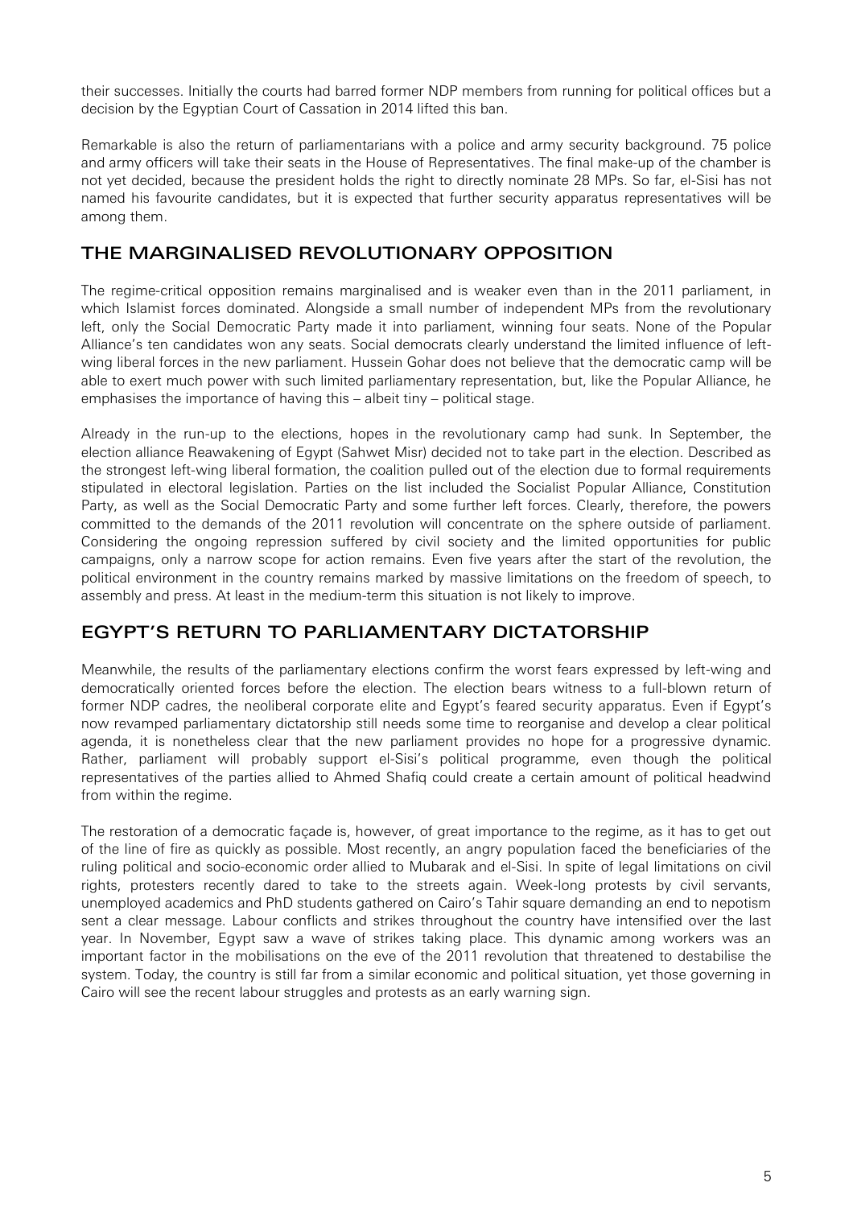their successes. Initially the courts had barred former NDP members from running for political offices but a decision by the Egyptian Court of Cassation in 2014 lifted this ban.

Remarkable is also the return of parliamentarians with a police and army security background. 75 police and army officers will take their seats in the House of Representatives. The final make-up of the chamber is not yet decided, because the president holds the right to directly nominate 28 MPs. So far, el-Sisi has not named his favourite candidates, but it is expected that further security apparatus representatives will be among them.

## THE MARGINALISED REVOLUTIONARY OPPOSITION

The regime-critical opposition remains marginalised and is weaker even than in the 2011 parliament, in which Islamist forces dominated. Alongside a small number of independent MPs from the revolutionary left, only the Social Democratic Party made it into parliament, winning four seats. None of the Popular Alliance's ten candidates won any seats. Social democrats clearly understand the limited influence of left-wing liberal forces in the new parliament. Hussein Gohar does not believe that the democratic camp will be able to exert much power with such limited parliamentary representation, but, like the Popular Alliance, he emphasises the importance of having this – albeit tiny – political stage.

Already in the run-up to the elections, hopes in the revolutionary camp had sunk. In September, the election alliance Reawakening of Egypt (Sahwet Misr) decided not to take part in the election. Described as the strongest left-wing liberal formation, the coalition pulled out of the election due to formal requirements stipulated in electoral legislation. Parties on the list included the Socialist Popular Alliance, Constitution Party, as well as the Social Democratic Party and some further left forces. Clearly, therefore, the powers committed to the demands of the 2011 revolution will concentrate on the sphere outside of parliament. Considering the ongoing repression suffered by civil society and the limited opportunities for public campaigns, only a narrow scope for action remains. Even five years after the start of the revolution, the political environment in the country remains marked by massive limitations on the freedom of speech, to assembly and press. At least in the medium-term this situation is not likely to improve.

## EGYPT'S RETURN TO PARLIAMENTARY DICTATORSHIP

Meanwhile, the results of the parliamentary elections confirm the worst fears expressed by left-wing and democratically oriented forces before the election. The election bears witness to a full-blown return of former NDP cadres, the neoliberal corporate elite and Egypt's feared security apparatus. Even if Egypt's now revamped parliamentary dictatorship still needs some time to reorganise and develop a clear political agenda, it is nonetheless clear that the new parliament provides no hope for a progressive dynamic. Rather, parliament will probably support el-Sisi's political programme, even though the political representatives of the parties allied to Ahmed Shafiq could create a certain amount of political headwind from within the regime.

The restoration of a democratic façade is, however, of great importance to the regime, as it has to get out of the line of fire as quickly as possible. Most recently, an angry population faced the beneficiaries of the ruling political and socio-economic order allied to Mubarak and el-Sisi. In spite of legal limitations on civil rights, protesters recently dared to take to the streets again. Week-long protests by civil servants, unemployed academics and PhD students gathered on Cairo's Tahir square demanding an end to nepotism sent a clear message. Labour conflicts and strikes throughout the country have intensified over the last year. In November, Egypt saw a wave of strikes taking place. This dynamic among workers was an important factor in the mobilisations on the eve of the 2011 revolution that threatened to destabilise the system. Today, the country is still far from a similar economic and political situation, yet those governing in Cairo will see the recent labour struggles and protests as an early warning sign.